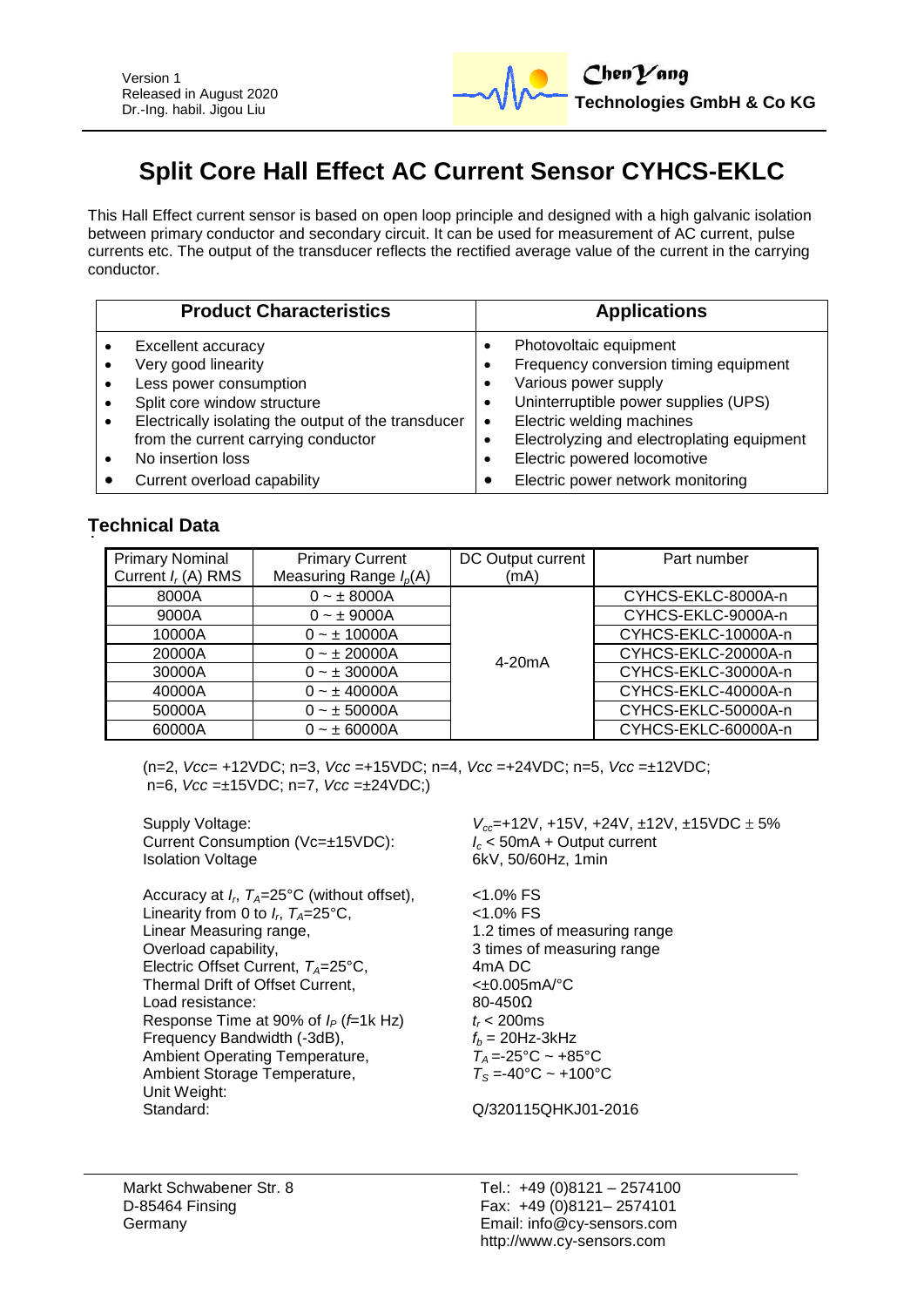Version 1
Released in August 2020
Dr.-Ing. habil. Jigou Liu

**ChenYang Technologies GmbH & Co KG**

# Split Core Hall Effect AC Current Sensor CYHCS-EKLC

This Hall Effect current sensor is based on open loop principle and designed with a high galvanic isolation between primary conductor and secondary circuit. It can be used for measurement of AC current, pulse currents etc. The output of the transducer reflects the rectified average value of the current in the carrying conductor.

| Product Characteristics | Applications |
|---|---|
| • Excellent accuracy<br>• Very good linearity<br>• Less power consumption<br>• Split core window structure<br>• Electrically isolating the output of the transducer from the current carrying conductor<br>• No insertion loss<br>• Current overload capability | • Photovoltaic equipment<br>• Frequency conversion timing equipment<br>• Various power supply<br>• Uninterruptible power supplies (UPS)<br>• Electric welding machines<br>• Electrolyzing and electroplating equipment<br>• Electric powered locomotive<br>• Electric power network monitoring |

## Technical Data

| Primary Nominal Current $I_r$ (A) RMS | Primary Current Measuring Range $I_p$(A) | DC Output current (mA) | Part number |
|---|---|---|---|
| 8000A | 0 ~ ± 8000A | 4-20mA | CYHCS-EKLC-8000A-n |
| 9000A | 0 ~ ± 9000A | | CYHCS-EKLC-9000A-n |
| 10000A | 0 ~ ± 10000A | | CYHCS-EKLC-10000A-n |
| 20000A | 0 ~ ± 20000A | | CYHCS-EKLC-20000A-n |
| 30000A | 0 ~ ± 30000A | | CYHCS-EKLC-30000A-n |
| 40000A | 0 ~ ± 40000A | | CYHCS-EKLC-40000A-n |
| 50000A | 0 ~ ± 50000A | | CYHCS-EKLC-50000A-n |
| 60000A | 0 ~ ± 60000A | | CYHCS-EKLC-60000A-n |

(n=2, *Vcc*= +12VDC; n=3, *Vcc* =+15VDC; n=4, *Vcc* =+24VDC; n=5, *Vcc* =±12VDC; n=6, *Vcc* =±15VDC; n=7, *Vcc* =±24VDC;)

| | |
|---|---|
| Supply Voltage: | $V_{cc}$=+12V, +15V, +24V, ±12V, ±15VDC ± 5% |
| Current Consumption (Vc=±15VDC): | $I_c$ < 50mA + Output current |
| Isolation Voltage | 6kV, 50/60Hz, 1min |
| Accuracy at $I_r$, $T_A$=25°C (without offset), | <1.0% FS |
| Linearity from 0 to $I_r$, $T_A$=25°C, | <1.0% FS |
| Linear Measuring range, | 1.2 times of measuring range |
| Overload capability, | 3 times of measuring range |
| Electric Offset Current, $T_A$=25°C, | 4mA DC |
| Thermal Drift of Offset Current, | <±0.005mA/°C |
| Load resistance: | 80-450Ω |
| Response Time at 90% of $I_P$ ($f$=1k Hz) | $t_r$ < 200ms |
| Frequency Bandwidth (-3dB), | $f_b$ = 20Hz-3kHz |
| Ambient Operating Temperature, | $T_A$ =-25°C ~ +85°C |
| Ambient Storage Temperature, | $T_S$ =-40°C ~ +100°C |
| Unit Weight: | |
| Standard: | Q/320115QHKJ01-2016 |

Markt Schwabener Str. 8
D-85464 Finsing
Germany

Tel.: +49 (0)8121 – 2574100
Fax: +49 (0)8121– 2574101
Email: info@cy-sensors.com
http://www.cy-sensors.com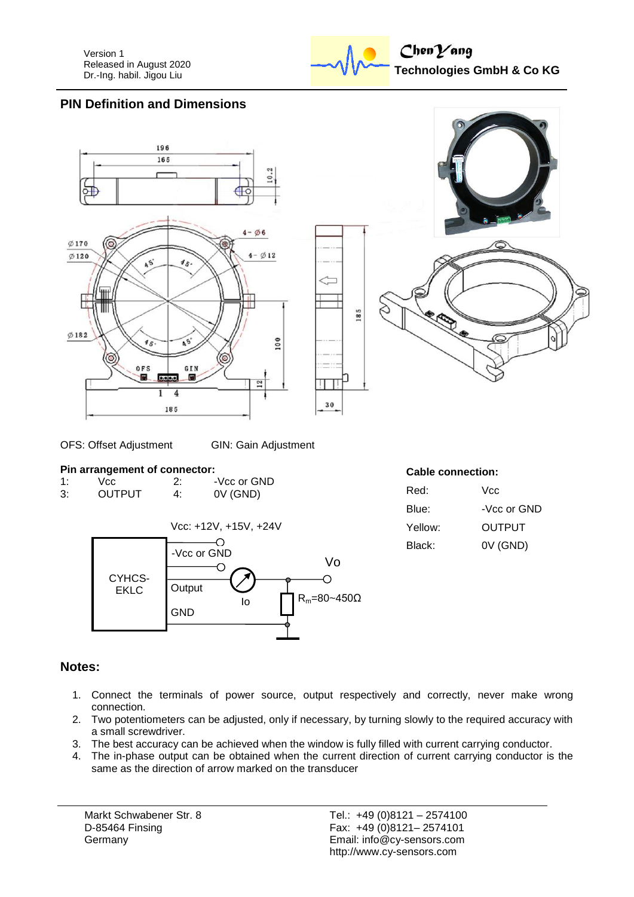## PIN Definition and Dimensions

196
165
10.2
Ø170
Ø120
4 – Ø6
4 – Ø12
45°
45°
45°
45°
Ø182
OFS
GIN
1 4
185
100
12
185
30

OFS: Offset Adjustment GIN: Gain Adjustment

**Pin arrangement of connector:**

| | | | |
|---|---|---|---|
| 1: | Vcc | 2: | -Vcc or GND |
| 3: | OUTPUT | 4: | 0V (GND) |

**Cable connection:**

| | |
|---|---|
| Red: | Vcc |
| Blue: | -Vcc or GND |
| Yellow: | OUTPUT |
| Black: | 0V (GND) |

Vcc: +12V, +15V, +24V
-Vcc or GND
CYHCS-EKLC
Output
GND
Io
Vo
$R_m$=80~450Ω

## Notes:

1. Connect the terminals of power source, output respectively and correctly, never make wrong connection.
2. Two potentiometers can be adjusted, only if necessary, by turning slowly to the required accuracy with a small screwdriver.
3. The best accuracy can be achieved when the window is fully filled with current carrying conductor.
4. The in-phase output can be obtained when the current direction of current carrying conductor is the same as the direction of arrow marked on the transducer